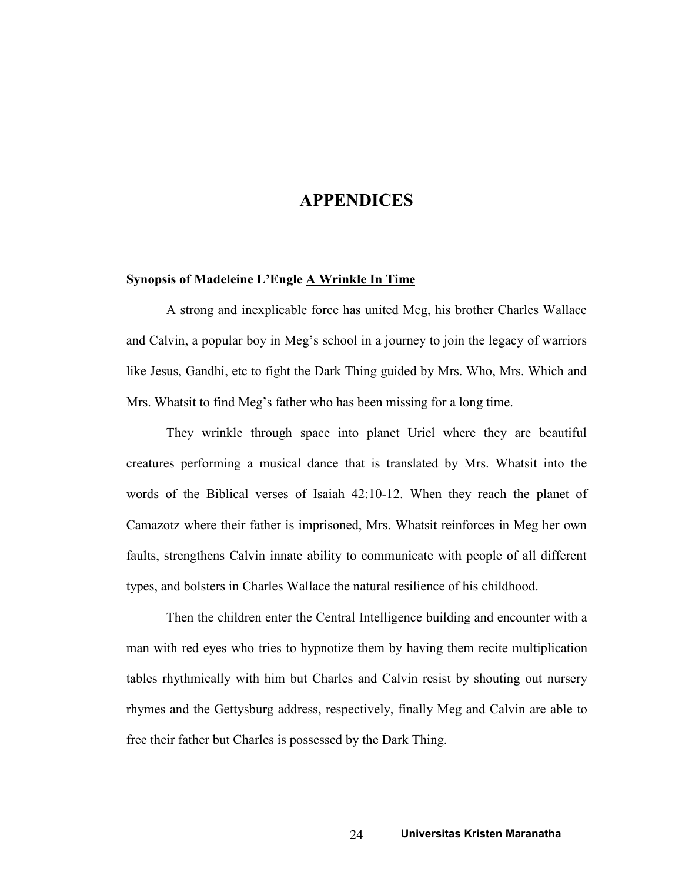# APPENDICES

**Synopsis of Madeleine L'Engle A Wrinkle In Time**

A strong and inexplicable force has united Meg, his brother Charles Wallace and Calvin, a popular boy in Meg's school in a journey to join the legacy of warriors like Jesus, Gandhi, etc to fight the Dark Thing guided by Mrs. Who, Mrs. Which and Mrs. Whatsit to find Meg's father who has been missing for a long time.

They wrinkle through space into planet Uriel where they are beautiful creatures performing a musical dance that is translated by Mrs. Whatsit into the words of the Biblical verses of Isaiah 42:10-12. When they reach the planet of Camazotz where their father is imprisoned, Mrs. Whatsit reinforces in Meg her own faults, strengthens Calvin innate ability to communicate with people of all different types, and bolsters in Charles Wallace the natural resilience of his childhood.

Then the children enter the Central Intelligence building and encounter with a man with red eyes who tries to hypnotize them by having them recite multiplication tables rhythmically with him but Charles and Calvin resist by shouting out nursery rhymes and the Gettysburg address, respectively, finally Meg and Calvin are able to free their father but Charles is possessed by the Dark Thing.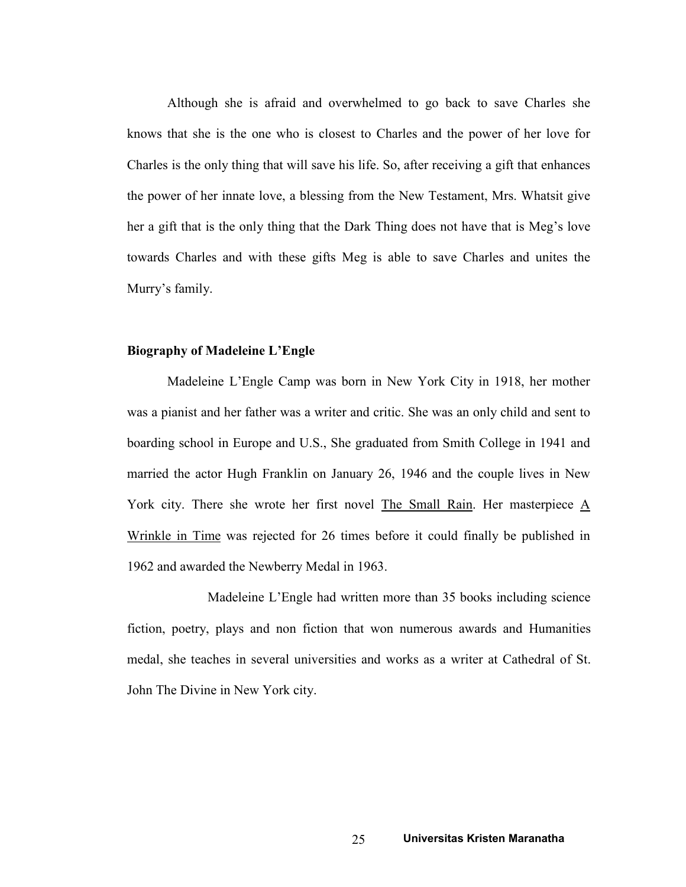Although she is afraid and overwhelmed to go back to save Charles she knows that she is the one who is closest to Charles and the power of her love for Charles is the only thing that will save his life. So, after receiving a gift that enhances the power of her innate love, a blessing from the New Testament, Mrs. Whatsit give her a gift that is the only thing that the Dark Thing does not have that is Meg's love towards Charles and with these gifts Meg is able to save Charles and unites the Murry's family.

**Biography of Madeleine L'Engle**

Madeleine L'Engle Camp was born in New York City in 1918, her mother was a pianist and her father was a writer and critic. She was an only child and sent to boarding school in Europe and U.S., She graduated from Smith College in 1941 and married the actor Hugh Franklin on January 26, 1946 and the couple lives in New York city. There she wrote her first novel <u>The Small Rain</u>. Her masterpiece <u>A Wrinkle in Time</u> was rejected for 26 times before it could finally be published in 1962 and awarded the Newberry Medal in 1963.

Madeleine L'Engle had written more than 35 books including science fiction, poetry, plays and non fiction that won numerous awards and Humanities medal, she teaches in several universities and works as a writer at Cathedral of St. John The Divine in New York city.